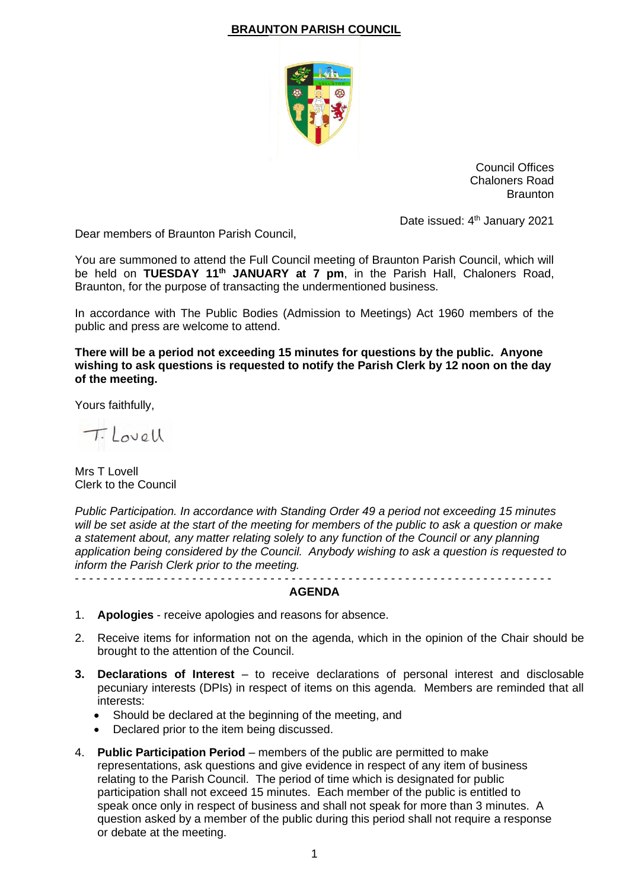# BRAUNTON PARISH COUNCIL

Council Offices
Chaloners Road
Braunton

Date issued: 4th January 2021

Dear members of Braunton Parish Council,

You are summoned to attend the Full Council meeting of Braunton Parish Council, which will be held on **TUESDAY 11th JANUARY at 7 pm**, in the Parish Hall, Chaloners Road, Braunton, for the purpose of transacting the undermentioned business.

In accordance with The Public Bodies (Admission to Meetings) Act 1960 members of the public and press are welcome to attend.

**There will be a period not exceeding 15 minutes for questions by the public. Anyone wishing to ask questions is requested to notify the Parish Clerk by 12 noon on the day of the meeting.**

Yours faithfully,

T. Lovell

Mrs T Lovell
Clerk to the Council

*Public Participation. In accordance with Standing Order 49 a period not exceeding 15 minutes will be set aside at the start of the meeting for members of the public to ask a question or make a statement about, any matter relating solely to any function of the Council or any planning application being considered by the Council. Anybody wishing to ask a question is requested to inform the Parish Clerk prior to the meeting.*

---

## AGENDA

1. **Apologies** - receive apologies and reasons for absence.

2. Receive items for information not on the agenda, which in the opinion of the Chair should be brought to the attention of the Council.

3. **Declarations of Interest** – to receive declarations of personal interest and disclosable pecuniary interests (DPIs) in respect of items on this agenda. Members are reminded that all interests:
   - Should be declared at the beginning of the meeting, and
   - Declared prior to the item being discussed.

4. **Public Participation Period** – members of the public are permitted to make representations, ask questions and give evidence in respect of any item of business relating to the Parish Council. The period of time which is designated for public participation shall not exceed 15 minutes. Each member of the public is entitled to speak once only in respect of business and shall not speak for more than 3 minutes. A question asked by a member of the public during this period shall not require a response or debate at the meeting.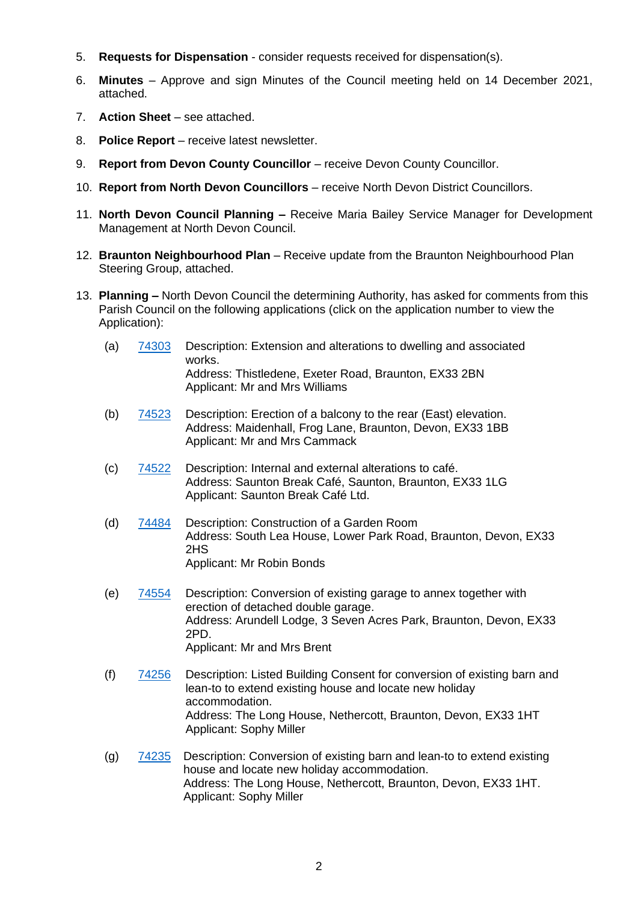5. **Requests for Dispensation** - consider requests received for dispensation(s).

6. **Minutes** – Approve and sign Minutes of the Council meeting held on 14 December 2021, attached.

7. **Action Sheet** – see attached.

8. **Police Report** – receive latest newsletter.

9. **Report from Devon County Councillor** – receive Devon County Councillor.

10. **Report from North Devon Councillors** – receive North Devon District Councillors.

11. **North Devon Council Planning –** Receive Maria Bailey Service Manager for Development Management at North Devon Council.

12. **Braunton Neighbourhood Plan** – Receive update from the Braunton Neighbourhood Plan Steering Group, attached.

13. **Planning –** North Devon Council the determining Authority, has asked for comments from this Parish Council on the following applications (click on the application number to view the Application):

    (a) 74303 Description: Extension and alterations to dwelling and associated works.
    Address: Thistledene, Exeter Road, Braunton, EX33 2BN
    Applicant: Mr and Mrs Williams

    (b) 74523 Description: Erection of a balcony to the rear (East) elevation.
    Address: Maidenhall, Frog Lane, Braunton, Devon, EX33 1BB
    Applicant: Mr and Mrs Cammack

    (c) 74522 Description: Internal and external alterations to café.
    Address: Saunton Break Café, Saunton, Braunton, EX33 1LG
    Applicant: Saunton Break Café Ltd.

    (d) 74484 Description: Construction of a Garden Room
    Address: South Lea House, Lower Park Road, Braunton, Devon, EX33 2HS
    Applicant: Mr Robin Bonds

    (e) 74554 Description: Conversion of existing garage to annex together with erection of detached double garage.
    Address: Arundell Lodge, 3 Seven Acres Park, Braunton, Devon, EX33 2PD.
    Applicant: Mr and Mrs Brent

    (f) 74256 Description: Listed Building Consent for conversion of existing barn and lean-to to extend existing house and locate new holiday accommodation.
    Address: The Long House, Nethercott, Braunton, Devon, EX33 1HT
    Applicant: Sophy Miller

    (g) 74235 Description: Conversion of existing barn and lean-to to extend existing house and locate new holiday accommodation.
    Address: The Long House, Nethercott, Braunton, Devon, EX33 1HT.
    Applicant: Sophy Miller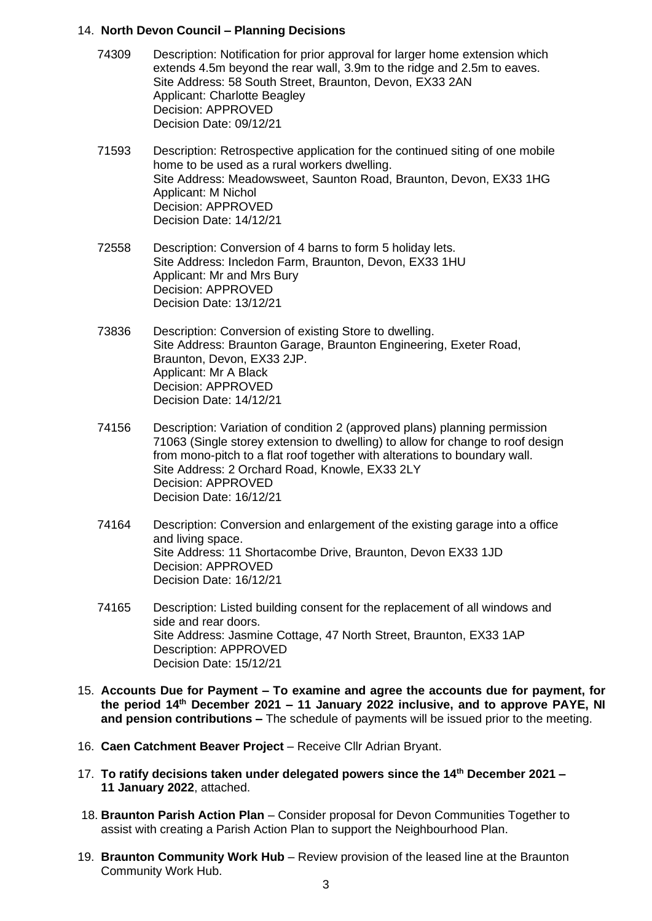14. **North Devon Council – Planning Decisions**

74309 Description: Notification for prior approval for larger home extension which extends 4.5m beyond the rear wall, 3.9m to the ridge and 2.5m to eaves.
Site Address: 58 South Street, Braunton, Devon, EX33 2AN
Applicant: Charlotte Beagley
Decision: APPROVED
Decision Date: 09/12/21

71593 Description: Retrospective application for the continued siting of one mobile home to be used as a rural workers dwelling.
Site Address: Meadowsweet, Saunton Road, Braunton, Devon, EX33 1HG
Applicant: M Nichol
Decision: APPROVED
Decision Date: 14/12/21

72558 Description: Conversion of 4 barns to form 5 holiday lets.
Site Address: Incledon Farm, Braunton, Devon, EX33 1HU
Applicant: Mr and Mrs Bury
Decision: APPROVED
Decision Date: 13/12/21

73836 Description: Conversion of existing Store to dwelling.
Site Address: Braunton Garage, Braunton Engineering, Exeter Road, Braunton, Devon, EX33 2JP.
Applicant: Mr A Black
Decision: APPROVED
Decision Date: 14/12/21

74156 Description: Variation of condition 2 (approved plans) planning permission 71063 (Single storey extension to dwelling) to allow for change to roof design from mono-pitch to a flat roof together with alterations to boundary wall.
Site Address: 2 Orchard Road, Knowle, EX33 2LY
Decision: APPROVED
Decision Date: 16/12/21

74164 Description: Conversion and enlargement of the existing garage into a office and living space.
Site Address: 11 Shortacombe Drive, Braunton, Devon EX33 1JD
Decision: APPROVED
Decision Date: 16/12/21

74165 Description: Listed building consent for the replacement of all windows and side and rear doors.
Site Address: Jasmine Cottage, 47 North Street, Braunton, EX33 1AP
Description: APPROVED
Decision Date: 15/12/21

15. **Accounts Due for Payment – To examine and agree the accounts due for payment, for the period 14th December 2021 – 11 January 2022 inclusive, and to approve PAYE, NI and pension contributions –** The schedule of payments will be issued prior to the meeting.

16. **Caen Catchment Beaver Project** – Receive Cllr Adrian Bryant.

17. **To ratify decisions taken under delegated powers since the 14th December 2021 – 11 January 2022**, attached.

18. **Braunton Parish Action Plan** – Consider proposal for Devon Communities Together to assist with creating a Parish Action Plan to support the Neighbourhood Plan.

19. **Braunton Community Work Hub** – Review provision of the leased line at the Braunton Community Work Hub.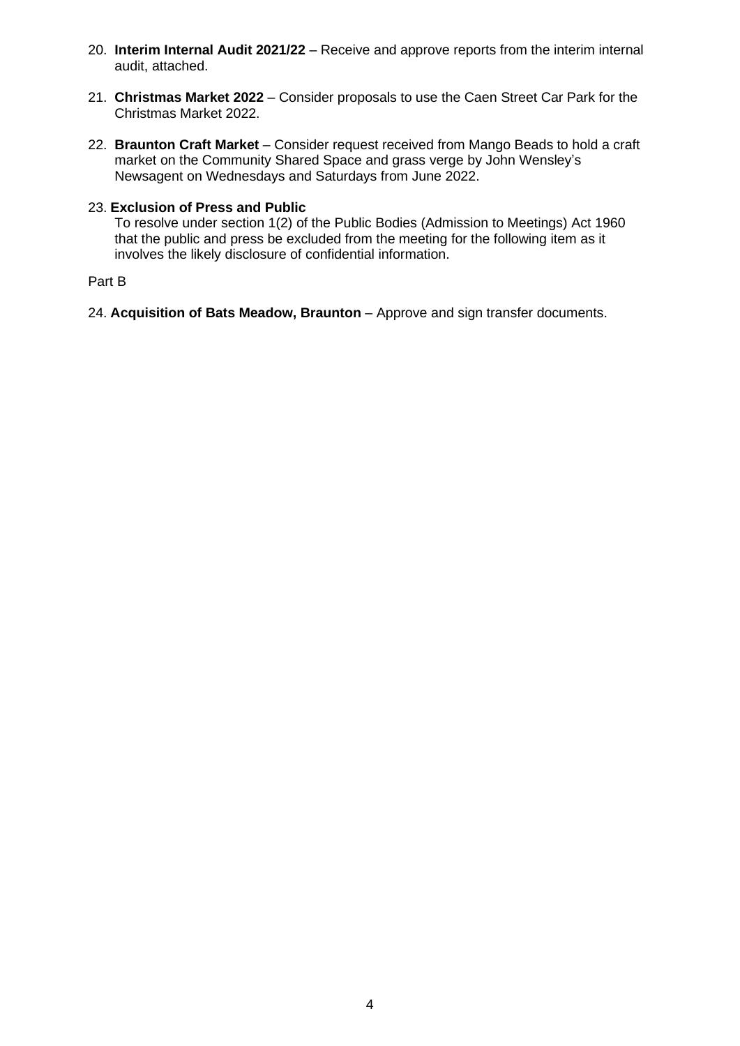20. **Interim Internal Audit 2021/22** – Receive and approve reports from the interim internal audit, attached.

21. **Christmas Market 2022** – Consider proposals to use the Caen Street Car Park for the Christmas Market 2022.

22. **Braunton Craft Market** – Consider request received from Mango Beads to hold a craft market on the Community Shared Space and grass verge by John Wensley's Newsagent on Wednesdays and Saturdays from June 2022.

23. **Exclusion of Press and Public**
    To resolve under section 1(2) of the Public Bodies (Admission to Meetings) Act 1960 that the public and press be excluded from the meeting for the following item as it involves the likely disclosure of confidential information.

Part B

24. **Acquisition of Bats Meadow, Braunton** – Approve and sign transfer documents.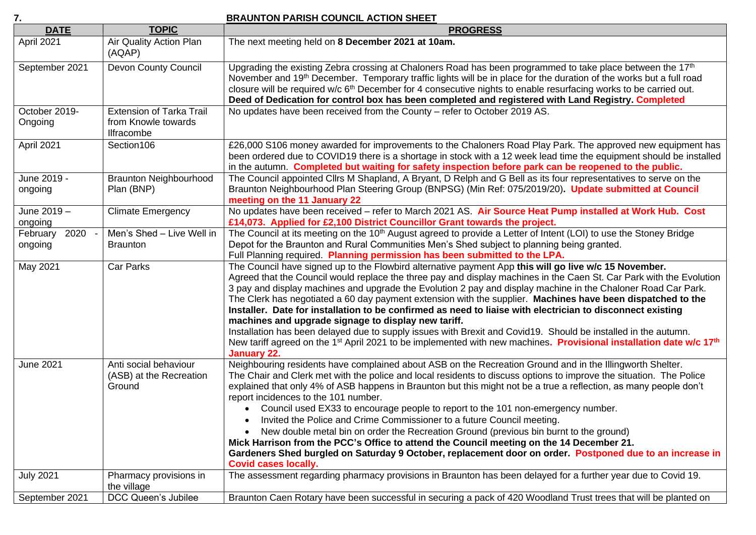**7.** **BRAUNTON PARISH COUNCIL ACTION SHEET**

| DATE | TOPIC | PROGRESS |
|---|---|---|
| April 2021 | Air Quality Action Plan (AQAP) | The next meeting held on **8 December 2021 at 10am.** |
| September 2021 | Devon County Council | Upgrading the existing Zebra crossing at Chaloners Road has been programmed to take place between the 17th November and 19th December. Temporary traffic lights will be in place for the duration of the works but a full road closure will be required w/c 6th December for 4 consecutive nights to enable resurfacing works to be carried out. **Deed of Dedication for control box has been completed and registered with Land Registry. Completed** |
| October 2019-Ongoing | Extension of Tarka Trail from Knowle towards Ilfracombe | No updates have been received from the County – refer to October 2019 AS. |
| April 2021 | Section106 | £26,000 S106 money awarded for improvements to the Chaloners Road Play Park. The approved new equipment has been ordered due to COVID19 there is a shortage in stock with a 12 week lead time the equipment should be installed in the autumn. **Completed but waiting for safety inspection before park can be reopened to the public.** |
| June 2019 - ongoing | Braunton Neighbourhood Plan (BNP) | The Council appointed Cllrs M Shapland, A Bryant, D Relph and G Bell as its four representatives to serve on the Braunton Neighbourhood Plan Steering Group (BNPSG) (Min Ref: 075/2019/20)**. Update submitted at Council meeting on the 11 January 22** |
| June 2019 – ongoing | Climate Emergency | No updates have been received – refer to March 2021 AS. **Air Source Heat Pump installed at Work Hub. Cost £14,073. Applied for £2,100 District Councillor Grant towards the project.** |
| February 2020 - ongoing | Men's Shed – Live Well in Braunton | The Council at its meeting on the 10th August agreed to provide a Letter of Intent (LOI) to use the Stoney Bridge Depot for the Braunton and Rural Communities Men's Shed subject to planning being granted. Full Planning required. **Planning permission has been submitted to the LPA.** |
| May 2021 | Car Parks | The Council have signed up to the Flowbird alternative payment App **this will go live w/c 15 November.** Agreed that the Council would replace the three pay and display machines in the Caen St. Car Park with the Evolution 3 pay and display machines and upgrade the Evolution 2 pay and display machine in the Chaloner Road Car Park. The Clerk has negotiated a 60 day payment extension with the supplier. **Machines have been dispatched to the Installer. Date for installation to be confirmed as need to liaise with electrician to disconnect existing machines and upgrade signage to display new tariff.** Installation has been delayed due to supply issues with Brexit and Covid19. Should be installed in the autumn. New tariff agreed on the 1st April 2021 to be implemented with new machines**. Provisional installation date w/c 17th January 22.** |
| June 2021 | Anti social behaviour (ASB) at the Recreation Ground | Neighbouring residents have complained about ASB on the Recreation Ground and in the Illingworth Shelter. The Chair and Clerk met with the police and local residents to discuss options to improve the situation. The Police explained that only 4% of ASB happens in Braunton but this might not be a true a reflection, as many people don't report incidences to the 101 number. <br>• Council used EX33 to encourage people to report to the 101 non-emergency number. <br>• Invited the Police and Crime Commissioner to a future Council meeting. <br>• New double metal bin on order the Recreation Ground (previous bin burnt to the ground) <br>**Mick Harrison from the PCC's Office to attend the Council meeting on the 14 December 21. Gardeners Shed burgled on Saturday 9 October, replacement door on order. Postponed due to an increase in Covid cases locally.** |
| July 2021 | Pharmacy provisions in the village | The assessment regarding pharmacy provisions in Braunton has been delayed for a further year due to Covid 19. |
| September 2021 | DCC Queen's Jubilee | Braunton Caen Rotary have been successful in securing a pack of 420 Woodland Trust trees that will be planted on |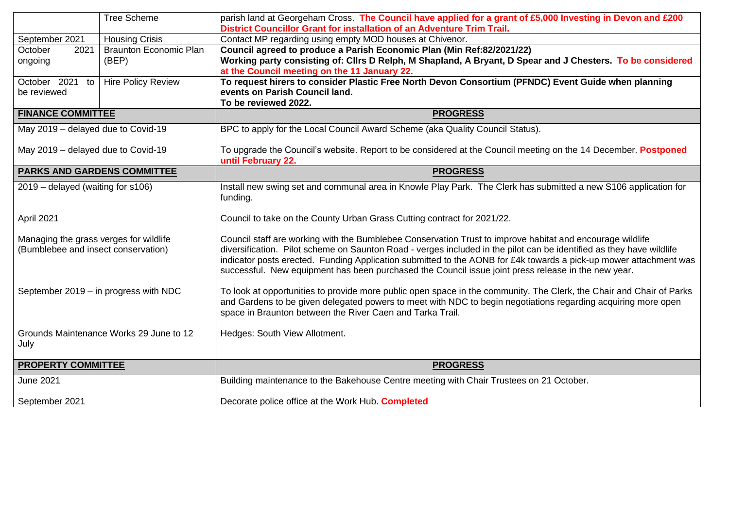| | | |
|---|---|---|
| | Tree Scheme | parish land at Georgeham Cross. **The Council have applied for a grant of £5,000 Investing in Devon and £200 District Councillor Grant for installation of an Adventure Trim Trail.** |
| September 2021 | Housing Crisis | Contact MP regarding using empty MOD houses at Chivenor. |
| October 2021 ongoing | Braunton Economic Plan (BEP) | **Council agreed to produce a Parish Economic Plan (Min Ref:82/2021/22)**<br>**Working party consisting of: Cllrs D Relph, M Shapland, A Bryant, D Spear and J Chesters. To be considered at the Council meeting on the 11 January 22.** |
| October 2021 to be reviewed | Hire Policy Review | **To request hirers to consider Plastic Free North Devon Consortium (PFNDC) Event Guide when planning events on Parish Council land.**<br>**To be reviewed 2022.** |
| **FINANCE COMMITTEE** | | **PROGRESS** |
| May 2019 – delayed due to Covid-19 | | BPC to apply for the Local Council Award Scheme (aka Quality Council Status). |
| May 2019 – delayed due to Covid-19 | | To upgrade the Council's website. Report to be considered at the Council meeting on the 14 December. **Postponed until February 22.** |
| **PARKS AND GARDENS COMMITTEE** | | **PROGRESS** |
| 2019 – delayed (waiting for s106) | | Install new swing set and communal area in Knowle Play Park. The Clerk has submitted a new S106 application for funding. |
| April 2021 | | Council to take on the County Urban Grass Cutting contract for 2021/22. |
| Managing the grass verges for wildlife (Bumblebee and insect conservation) | | Council staff are working with the Bumblebee Conservation Trust to improve habitat and encourage wildlife diversification. Pilot scheme on Saunton Road - verges included in the pilot can be identified as they have wildlife indicator posts erected. Funding Application submitted to the AONB for £4k towards a pick-up mower attachment was successful. New equipment has been purchased the Council issue joint press release in the new year. |
| September 2019 – in progress with NDC | | To look at opportunities to provide more public open space in the community. The Clerk, the Chair and Chair of Parks and Gardens to be given delegated powers to meet with NDC to begin negotiations regarding acquiring more open space in Braunton between the River Caen and Tarka Trail. |
| Grounds Maintenance Works 29 June to 12 July | | Hedges: South View Allotment. |
| **PROPERTY COMMITTEE** | | **PROGRESS** |
| June 2021 | | Building maintenance to the Bakehouse Centre meeting with Chair Trustees on 21 October. |
| September 2021 | | Decorate police office at the Work Hub. **Completed** |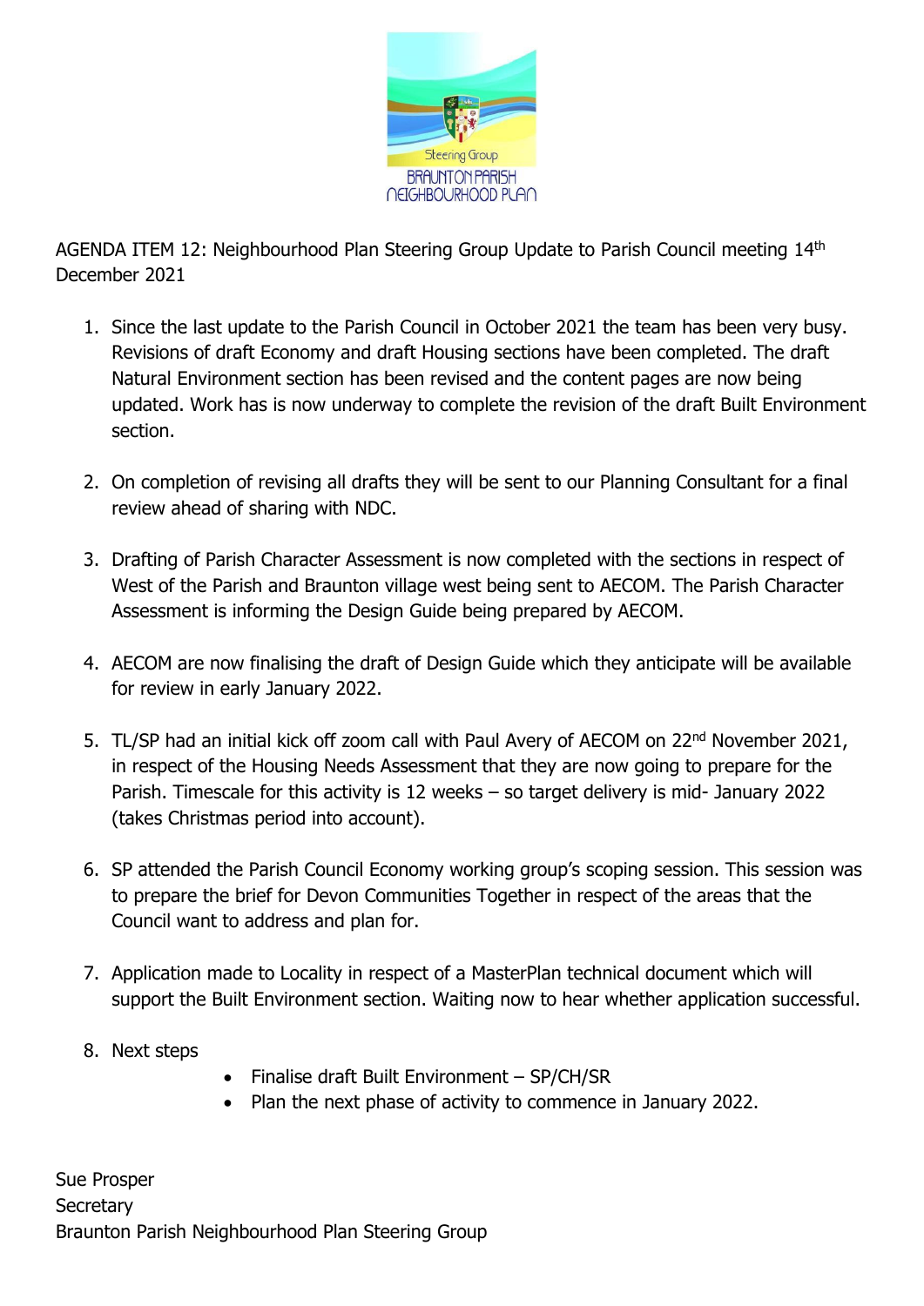Steering Group
BRAUNTON PARISH
NEIGHBOURHOOD PLAN

AGENDA ITEM 12: Neighbourhood Plan Steering Group Update to Parish Council meeting 14th December 2021

1. Since the last update to the Parish Council in October 2021 the team has been very busy. Revisions of draft Economy and draft Housing sections have been completed. The draft Natural Environment section has been revised and the content pages are now being updated. Work has is now underway to complete the revision of the draft Built Environment section.

2. On completion of revising all drafts they will be sent to our Planning Consultant for a final review ahead of sharing with NDC.

3. Drafting of Parish Character Assessment is now completed with the sections in respect of West of the Parish and Braunton village west being sent to AECOM. The Parish Character Assessment is informing the Design Guide being prepared by AECOM.

4. AECOM are now finalising the draft of Design Guide which they anticipate will be available for review in early January 2022.

5. TL/SP had an initial kick off zoom call with Paul Avery of AECOM on 22nd November 2021, in respect of the Housing Needs Assessment that they are now going to prepare for the Parish. Timescale for this activity is 12 weeks – so target delivery is mid- January 2022 (takes Christmas period into account).

6. SP attended the Parish Council Economy working group's scoping session. This session was to prepare the brief for Devon Communities Together in respect of the areas that the Council want to address and plan for.

7. Application made to Locality in respect of a MasterPlan technical document which will support the Built Environment section. Waiting now to hear whether application successful.

8. Next steps
   - Finalise draft Built Environment – SP/CH/SR
   - Plan the next phase of activity to commence in January 2022.

Sue Prosper
Secretary
Braunton Parish Neighbourhood Plan Steering Group